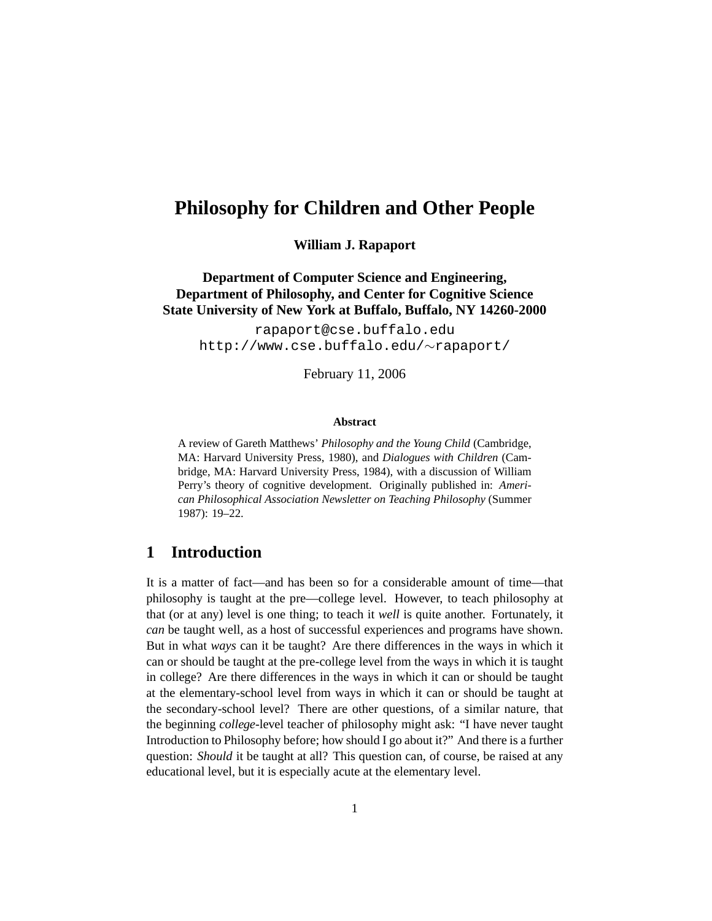# Philosophy for Children and Other People

**William J. Rapaport**

**Department of Computer Science and Engineering,
Department of Philosophy, and Center for Cognitive Science
State University of New York at Buffalo, Buffalo, NY 14260-2000**

rapaport@cse.buffalo.edu
http://www.cse.buffalo.edu/∼rapaport/

February 11, 2006

### Abstract

A review of Gareth Matthews' *Philosophy and the Young Child* (Cambridge, MA: Harvard University Press, 1980), and *Dialogues with Children* (Cambridge, MA: Harvard University Press, 1984), with a discussion of William Perry's theory of cognitive development. Originally published in: *American Philosophical Association Newsletter on Teaching Philosophy* (Summer 1987): 19–22.

## 1 Introduction

It is a matter of fact—and has been so for a considerable amount of time—that philosophy is taught at the pre—college level. However, to teach philosophy at that (or at any) level is one thing; to teach it *well* is quite another. Fortunately, it *can* be taught well, as a host of successful experiences and programs have shown. But in what *ways* can it be taught? Are there differences in the ways in which it can or should be taught at the pre-college level from the ways in which it is taught in college? Are there differences in the ways in which it can or should be taught at the elementary-school level from ways in which it can or should be taught at the secondary-school level? There are other questions, of a similar nature, that the beginning *college*-level teacher of philosophy might ask: "I have never taught Introduction to Philosophy before; how should I go about it?" And there is a further question: *Should* it be taught at all? This question can, of course, be raised at any educational level, but it is especially acute at the elementary level.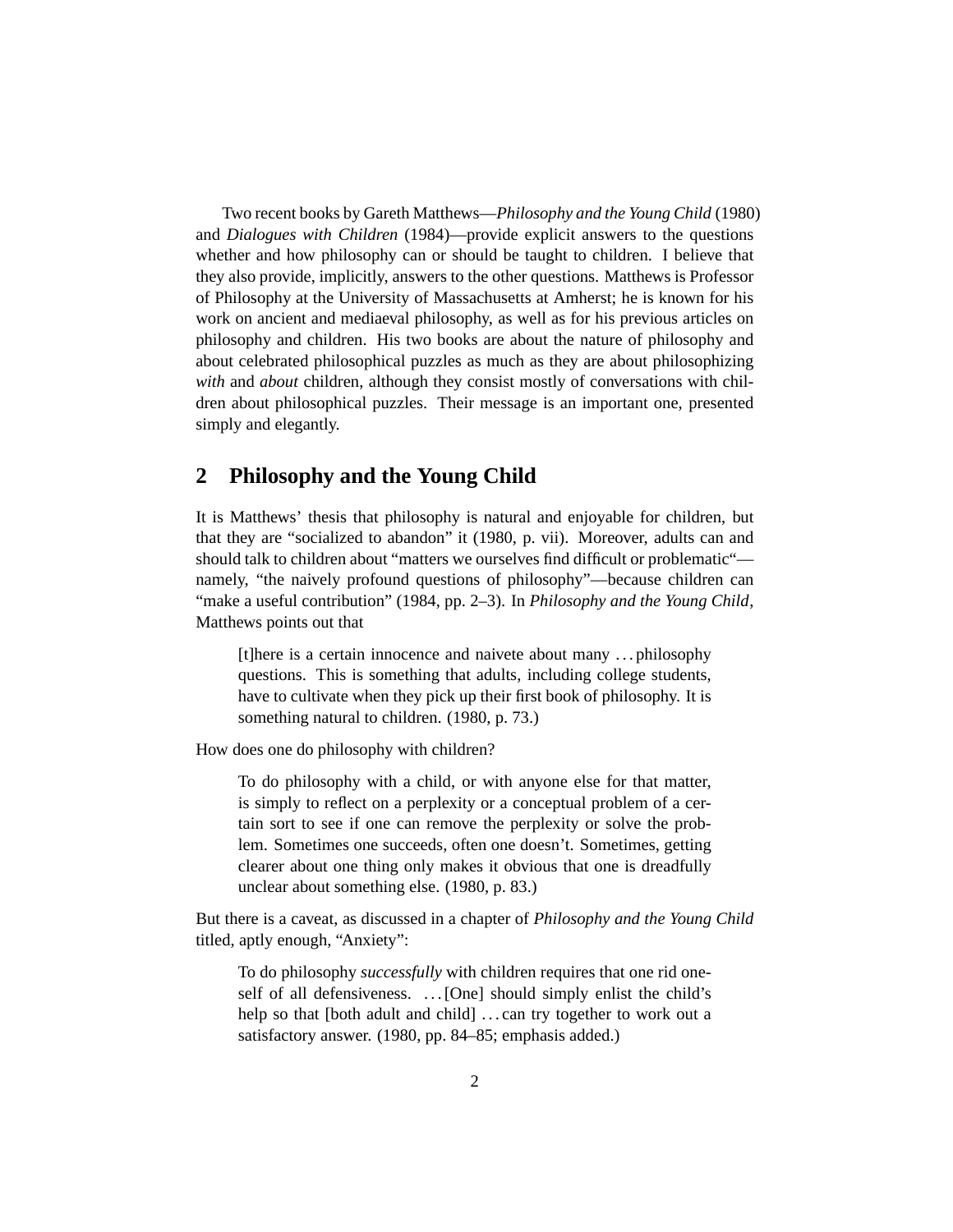Two recent books by Gareth Matthews—*Philosophy and the Young Child* (1980) and *Dialogues with Children* (1984)—provide explicit answers to the questions whether and how philosophy can or should be taught to children. I believe that they also provide, implicitly, answers to the other questions. Matthews is Professor of Philosophy at the University of Massachusetts at Amherst; he is known for his work on ancient and mediaeval philosophy, as well as for his previous articles on philosophy and children. His two books are about the nature of philosophy and about celebrated philosophical puzzles as much as they are about philosophizing *with* and *about* children, although they consist mostly of conversations with children about philosophical puzzles. Their message is an important one, presented simply and elegantly.

## 2 Philosophy and the Young Child

It is Matthews' thesis that philosophy is natural and enjoyable for children, but that they are "socialized to abandon" it (1980, p. vii). Moreover, adults can and should talk to children about "matters we ourselves find difficult or problematic"—namely, "the naively profound questions of philosophy"—because children can "make a useful contribution" (1984, pp. 2–3). In *Philosophy and the Young Child*, Matthews points out that

> [t]here is a certain innocence and naivete about many . . . philosophy questions. This is something that adults, including college students, have to cultivate when they pick up their first book of philosophy. It is something natural to children. (1980, p. 73.)

How does one do philosophy with children?

> To do philosophy with a child, or with anyone else for that matter, is simply to reflect on a perplexity or a conceptual problem of a certain sort to see if one can remove the perplexity or solve the problem. Sometimes one succeeds, often one doesn't. Sometimes, getting clearer about one thing only makes it obvious that one is dreadfully unclear about something else. (1980, p. 83.)

But there is a caveat, as discussed in a chapter of *Philosophy and the Young Child* titled, aptly enough, "Anxiety":

> To do philosophy *successfully* with children requires that one rid oneself of all defensiveness. . . . [One] should simply enlist the child's help so that [both adult and child] . . . can try together to work out a satisfactory answer. (1980, pp. 84–85; emphasis added.)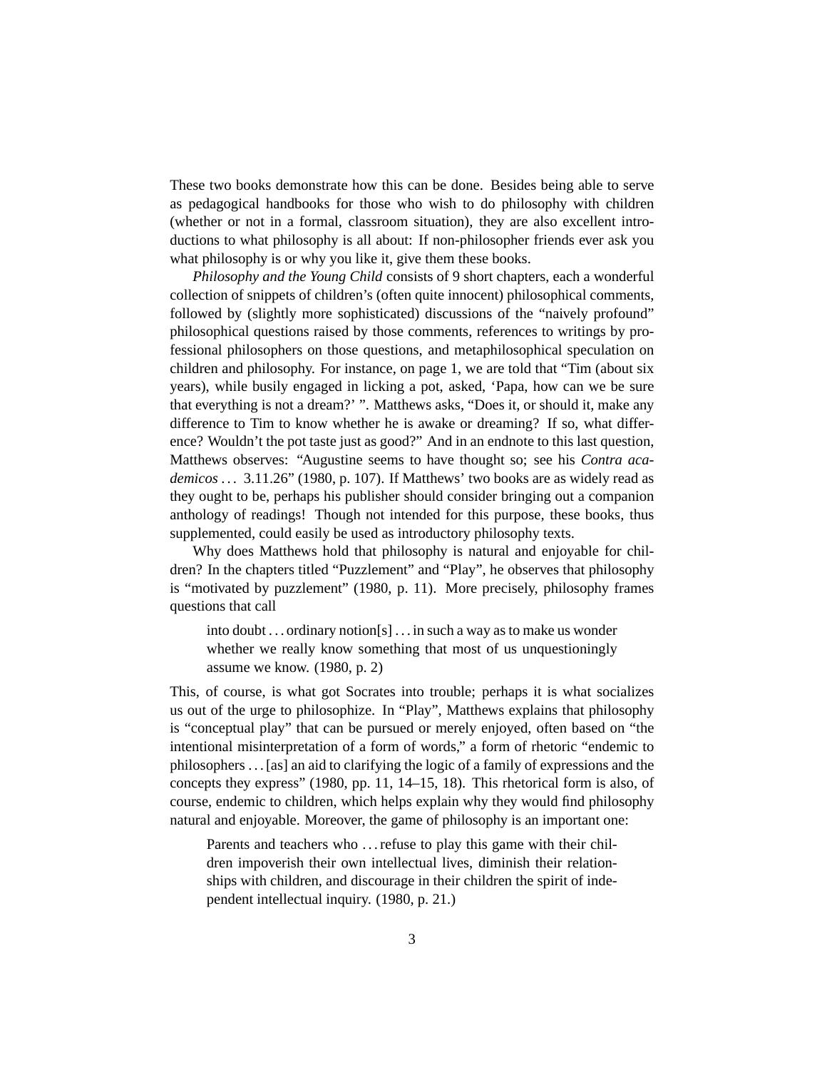These two books demonstrate how this can be done. Besides being able to serve as pedagogical handbooks for those who wish to do philosophy with children (whether or not in a formal, classroom situation), they are also excellent introductions to what philosophy is all about: If non-philosopher friends ever ask you what philosophy is or why you like it, give them these books.

*Philosophy and the Young Child* consists of 9 short chapters, each a wonderful collection of snippets of children's (often quite innocent) philosophical comments, followed by (slightly more sophisticated) discussions of the "naively profound" philosophical questions raised by those comments, references to writings by professional philosophers on those questions, and metaphilosophical speculation on children and philosophy. For instance, on page 1, we are told that "Tim (about six years), while busily engaged in licking a pot, asked, 'Papa, how can we be sure that everything is not a dream?' ". Matthews asks, "Does it, or should it, make any difference to Tim to know whether he is awake or dreaming? If so, what difference? Wouldn't the pot taste just as good?" And in an endnote to this last question, Matthews observes: "Augustine seems to have thought so; see his *Contra academicos* ... 3.11.26" (1980, p. 107). If Matthews' two books are as widely read as they ought to be, perhaps his publisher should consider bringing out a companion anthology of readings! Though not intended for this purpose, these books, thus supplemented, could easily be used as introductory philosophy texts.

Why does Matthews hold that philosophy is natural and enjoyable for children? In the chapters titled "Puzzlement" and "Play", he observes that philosophy is "motivated by puzzlement" (1980, p. 11). More precisely, philosophy frames questions that call

> into doubt ... ordinary notion[s] ... in such a way as to make us wonder whether we really know something that most of us unquestioningly assume we know. (1980, p. 2)

This, of course, is what got Socrates into trouble; perhaps it is what socializes us out of the urge to philosophize. In "Play", Matthews explains that philosophy is "conceptual play" that can be pursued or merely enjoyed, often based on "the intentional misinterpretation of a form of words," a form of rhetoric "endemic to philosophers ... [as] an aid to clarifying the logic of a family of expressions and the concepts they express" (1980, pp. 11, 14–15, 18). This rhetorical form is also, of course, endemic to children, which helps explain why they would find philosophy natural and enjoyable. Moreover, the game of philosophy is an important one:

> Parents and teachers who ... refuse to play this game with their children impoverish their own intellectual lives, diminish their relationships with children, and discourage in their children the spirit of independent intellectual inquiry. (1980, p. 21.)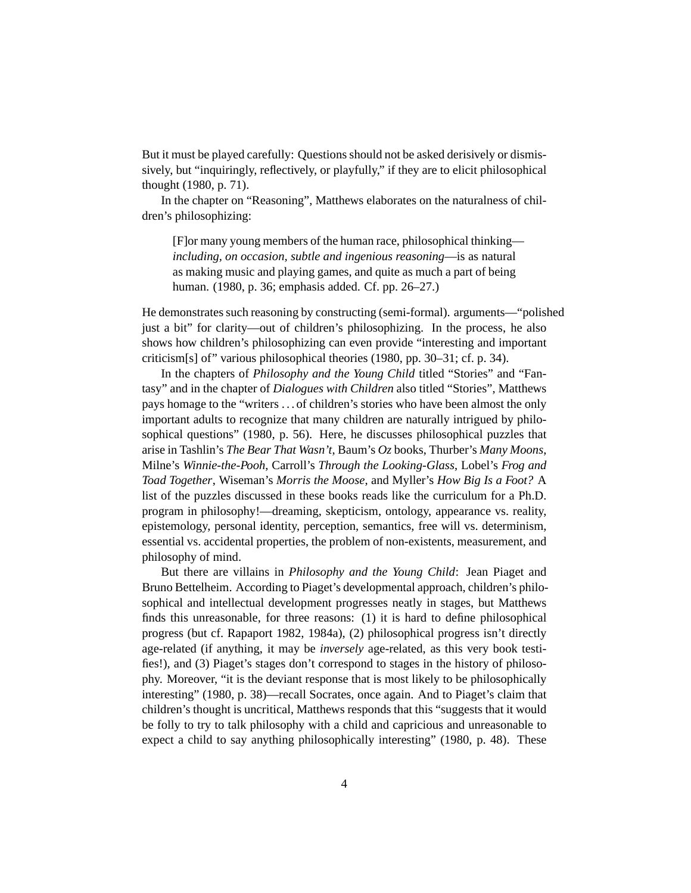But it must be played carefully: Questions should not be asked derisively or dismissively, but "inquiringly, reflectively, or playfully," if they are to elicit philosophical thought (1980, p. 71).

In the chapter on "Reasoning", Matthews elaborates on the naturalness of children's philosophizing:

> [F]or many young members of the human race, philosophical thinking—*including, on occasion, subtle and ingenious reasoning*—is as natural as making music and playing games, and quite as much a part of being human. (1980, p. 36; emphasis added. Cf. pp. 26–27.)

He demonstrates such reasoning by constructing (semi-formal). arguments—"polished just a bit" for clarity—out of children's philosophizing. In the process, he also shows how children's philosophizing can even provide "interesting and important criticism[s] of" various philosophical theories (1980, pp. 30–31; cf. p. 34).

In the chapters of *Philosophy and the Young Child* titled "Stories" and "Fantasy" and in the chapter of *Dialogues with Children* also titled "Stories", Matthews pays homage to the "writers . . . of children's stories who have been almost the only important adults to recognize that many children are naturally intrigued by philosophical questions" (1980, p. 56). Here, he discusses philosophical puzzles that arise in Tashlin's *The Bear That Wasn't*, Baum's *Oz* books, Thurber's *Many Moons*, Milne's *Winnie-the-Pooh*, Carroll's *Through the Looking-Glass*, Lobel's *Frog and Toad Together*, Wiseman's *Morris the Moose*, and Myller's *How Big Is a Foot?* A list of the puzzles discussed in these books reads like the curriculum for a Ph.D. program in philosophy!—dreaming, skepticism, ontology, appearance vs. reality, epistemology, personal identity, perception, semantics, free will vs. determinism, essential vs. accidental properties, the problem of non-existents, measurement, and philosophy of mind.

But there are villains in *Philosophy and the Young Child*: Jean Piaget and Bruno Bettelheim. According to Piaget's developmental approach, children's philosophical and intellectual development progresses neatly in stages, but Matthews finds this unreasonable, for three reasons: (1) it is hard to define philosophical progress (but cf. Rapaport 1982, 1984a), (2) philosophical progress isn't directly age-related (if anything, it may be *inversely* age-related, as this very book testifies!), and (3) Piaget's stages don't correspond to stages in the history of philosophy. Moreover, "it is the deviant response that is most likely to be philosophically interesting" (1980, p. 38)—recall Socrates, once again. And to Piaget's claim that children's thought is uncritical, Matthews responds that this "suggests that it would be folly to try to talk philosophy with a child and capricious and unreasonable to expect a child to say anything philosophically interesting" (1980, p. 48). These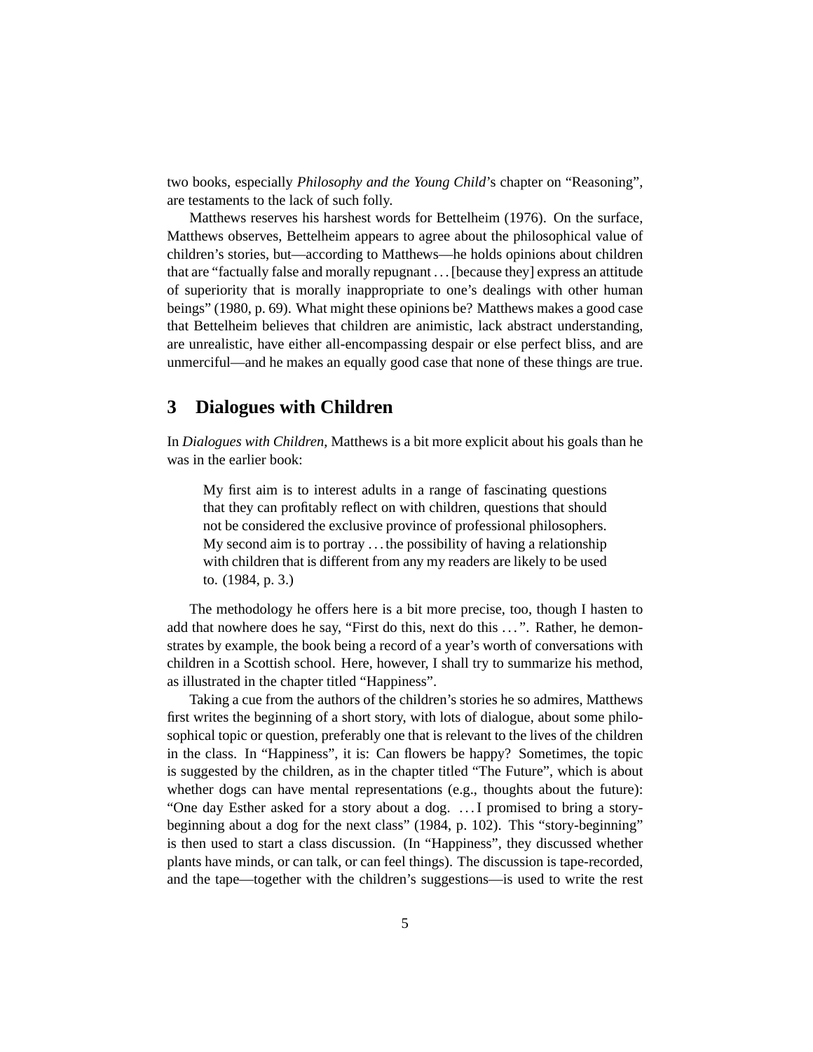two books, especially *Philosophy and the Young Child*'s chapter on "Reasoning", are testaments to the lack of such folly.

Matthews reserves his harshest words for Bettelheim (1976). On the surface, Matthews observes, Bettelheim appears to agree about the philosophical value of children's stories, but—according to Matthews—he holds opinions about children that are "factually false and morally repugnant . . . [because they] express an attitude of superiority that is morally inappropriate to one's dealings with other human beings" (1980, p. 69). What might these opinions be? Matthews makes a good case that Bettelheim believes that children are animistic, lack abstract understanding, are unrealistic, have either all-encompassing despair or else perfect bliss, and are unmerciful—and he makes an equally good case that none of these things are true.

## 3 Dialogues with Children

In *Dialogues with Children*, Matthews is a bit more explicit about his goals than he was in the earlier book:

> My first aim is to interest adults in a range of fascinating questions that they can profitably reflect on with children, questions that should not be considered the exclusive province of professional philosophers. My second aim is to portray . . . the possibility of having a relationship with children that is different from any my readers are likely to be used to. (1984, p. 3.)

The methodology he offers here is a bit more precise, too, though I hasten to add that nowhere does he say, "First do this, next do this . . . ". Rather, he demonstrates by example, the book being a record of a year's worth of conversations with children in a Scottish school. Here, however, I shall try to summarize his method, as illustrated in the chapter titled "Happiness".

Taking a cue from the authors of the children's stories he so admires, Matthews first writes the beginning of a short story, with lots of dialogue, about some philosophical topic or question, preferably one that is relevant to the lives of the children in the class. In "Happiness", it is: Can flowers be happy? Sometimes, the topic is suggested by the children, as in the chapter titled "The Future", which is about whether dogs can have mental representations (e.g., thoughts about the future): "One day Esther asked for a story about a dog. . . . I promised to bring a story-beginning about a dog for the next class" (1984, p. 102). This "story-beginning" is then used to start a class discussion. (In "Happiness", they discussed whether plants have minds, or can talk, or can feel things). The discussion is tape-recorded, and the tape—together with the children's suggestions—is used to write the rest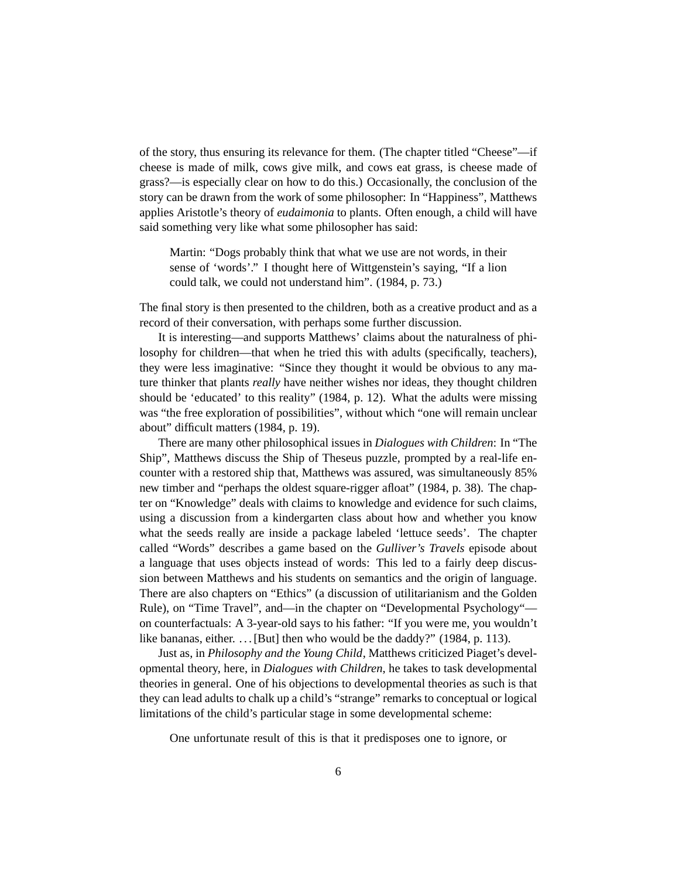of the story, thus ensuring its relevance for them. (The chapter titled "Cheese"—if cheese is made of milk, cows give milk, and cows eat grass, is cheese made of grass?—is especially clear on how to do this.) Occasionally, the conclusion of the story can be drawn from the work of some philosopher: In "Happiness", Matthews applies Aristotle's theory of *eudaimonia* to plants. Often enough, a child will have said something very like what some philosopher has said:

> Martin: "Dogs probably think that what we use are not words, in their sense of 'words'." I thought here of Wittgenstein's saying, "If a lion could talk, we could not understand him". (1984, p. 73.)

The final story is then presented to the children, both as a creative product and as a record of their conversation, with perhaps some further discussion.

It is interesting—and supports Matthews' claims about the naturalness of philosophy for children—that when he tried this with adults (specifically, teachers), they were less imaginative: "Since they thought it would be obvious to any mature thinker that plants *really* have neither wishes nor ideas, they thought children should be 'educated' to this reality" (1984, p. 12). What the adults were missing was "the free exploration of possibilities", without which "one will remain unclear about" difficult matters (1984, p. 19).

There are many other philosophical issues in *Dialogues with Children*: In "The Ship", Matthews discuss the Ship of Theseus puzzle, prompted by a real-life encounter with a restored ship that, Matthews was assured, was simultaneously 85% new timber and "perhaps the oldest square-rigger afloat" (1984, p. 38). The chapter on "Knowledge" deals with claims to knowledge and evidence for such claims, using a discussion from a kindergarten class about how and whether you know what the seeds really are inside a package labeled 'lettuce seeds'. The chapter called "Words" describes a game based on the *Gulliver's Travels* episode about a language that uses objects instead of words: This led to a fairly deep discussion between Matthews and his students on semantics and the origin of language. There are also chapters on "Ethics" (a discussion of utilitarianism and the Golden Rule), on "Time Travel", and—in the chapter on "Developmental Psychology"—on counterfactuals: A 3-year-old says to his father: "If you were me, you wouldn't like bananas, either. ... [But] then who would be the daddy?" (1984, p. 113).

Just as, in *Philosophy and the Young Child*, Matthews criticized Piaget's developmental theory, here, in *Dialogues with Children*, he takes to task developmental theories in general. One of his objections to developmental theories as such is that they can lead adults to chalk up a child's "strange" remarks to conceptual or logical limitations of the child's particular stage in some developmental scheme:

> One unfortunate result of this is that it predisposes one to ignore, or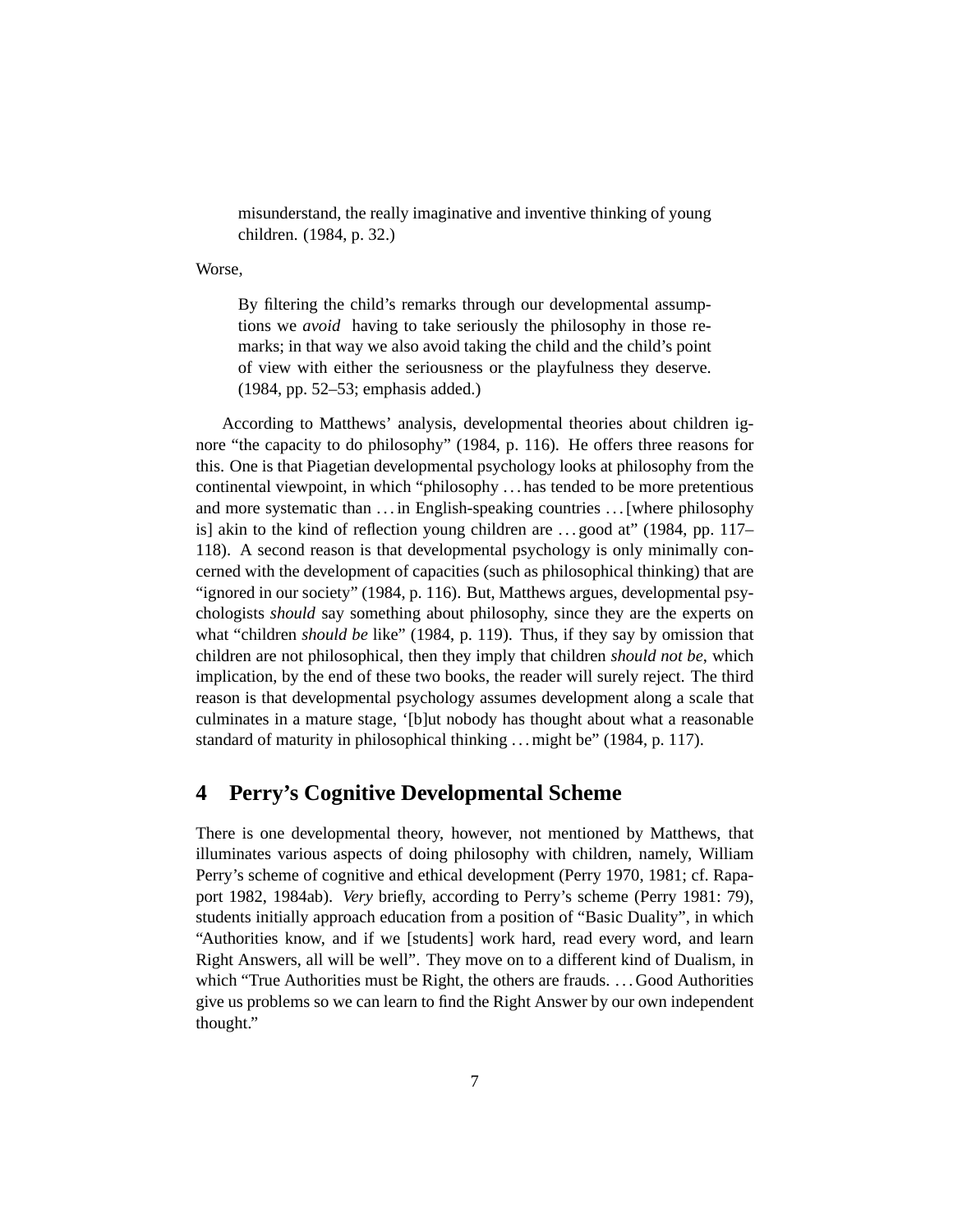> misunderstand, the really imaginative and inventive thinking of young children. (1984, p. 32.)

Worse,

> By filtering the child's remarks through our developmental assumptions we *avoid* having to take seriously the philosophy in those remarks; in that way we also avoid taking the child and the child's point of view with either the seriousness or the playfulness they deserve. (1984, pp. 52–53; emphasis added.)

According to Matthews' analysis, developmental theories about children ignore "the capacity to do philosophy" (1984, p. 116). He offers three reasons for this. One is that Piagetian developmental psychology looks at philosophy from the continental viewpoint, in which "philosophy ... has tended to be more pretentious and more systematic than ... in English-speaking countries ... [where philosophy is] akin to the kind of reflection young children are ... good at" (1984, pp. 117–118). A second reason is that developmental psychology is only minimally concerned with the development of capacities (such as philosophical thinking) that are "ignored in our society" (1984, p. 116). But, Matthews argues, developmental psychologists *should* say something about philosophy, since they are the experts on what "children *should be* like" (1984, p. 119). Thus, if they say by omission that children are not philosophical, then they imply that children *should not be*, which implication, by the end of these two books, the reader will surely reject. The third reason is that developmental psychology assumes development along a scale that culminates in a mature stage, '[b]ut nobody has thought about what a reasonable standard of maturity in philosophical thinking ... might be" (1984, p. 117).

## 4 Perry's Cognitive Developmental Scheme

There is one developmental theory, however, not mentioned by Matthews, that illuminates various aspects of doing philosophy with children, namely, William Perry's scheme of cognitive and ethical development (Perry 1970, 1981; cf. Rapaport 1982, 1984ab). *Very* briefly, according to Perry's scheme (Perry 1981: 79), students initially approach education from a position of "Basic Duality", in which "Authorities know, and if we [students] work hard, read every word, and learn Right Answers, all will be well". They move on to a different kind of Dualism, in which "True Authorities must be Right, the others are frauds. ... Good Authorities give us problems so we can learn to find the Right Answer by our own independent thought."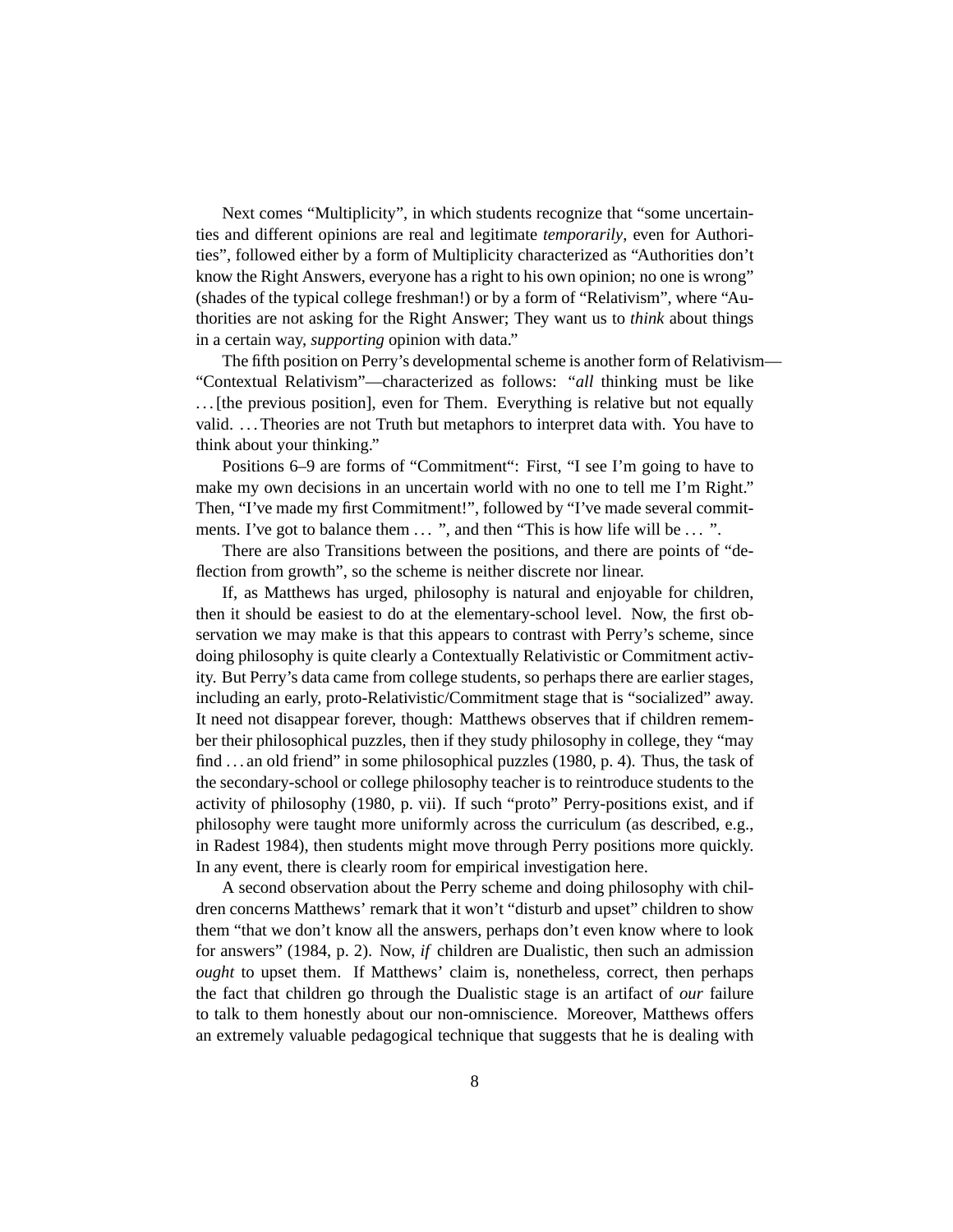Next comes "Multiplicity", in which students recognize that "some uncertainties and different opinions are real and legitimate *temporarily*, even for Authorities", followed either by a form of Multiplicity characterized as "Authorities don't know the Right Answers, everyone has a right to his own opinion; no one is wrong" (shades of the typical college freshman!) or by a form of "Relativism", where "Authorities are not asking for the Right Answer; They want us to *think* about things in a certain way, *supporting* opinion with data."

The fifth position on Perry's developmental scheme is another form of Relativism—"Contextual Relativism"—characterized as follows: "*all* thinking must be like ...[the previous position], even for Them. Everything is relative but not equally valid. ... Theories are not Truth but metaphors to interpret data with. You have to think about your thinking."

Positions 6–9 are forms of "Commitment": First, "I see I'm going to have to make my own decisions in an uncertain world with no one to tell me I'm Right." Then, "I've made my first Commitment!", followed by "I've made several commitments. I've got to balance them ... ", and then "This is how life will be ... ".

There are also Transitions between the positions, and there are points of "deflection from growth", so the scheme is neither discrete nor linear.

If, as Matthews has urged, philosophy is natural and enjoyable for children, then it should be easiest to do at the elementary-school level. Now, the first observation we may make is that this appears to contrast with Perry's scheme, since doing philosophy is quite clearly a Contextually Relativistic or Commitment activity. But Perry's data came from college students, so perhaps there are earlier stages, including an early, proto-Relativistic/Commitment stage that is "socialized" away. It need not disappear forever, though: Matthews observes that if children remember their philosophical puzzles, then if they study philosophy in college, they "may find ... an old friend" in some philosophical puzzles (1980, p. 4). Thus, the task of the secondary-school or college philosophy teacher is to reintroduce students to the activity of philosophy (1980, p. vii). If such "proto" Perry-positions exist, and if philosophy were taught more uniformly across the curriculum (as described, e.g., in Radest 1984), then students might move through Perry positions more quickly. In any event, there is clearly room for empirical investigation here.

A second observation about the Perry scheme and doing philosophy with children concerns Matthews' remark that it won't "disturb and upset" children to show them "that we don't know all the answers, perhaps don't even know where to look for answers" (1984, p. 2). Now, *if* children are Dualistic, then such an admission *ought* to upset them. If Matthews' claim is, nonetheless, correct, then perhaps the fact that children go through the Dualistic stage is an artifact of *our* failure to talk to them honestly about our non-omniscience. Moreover, Matthews offers an extremely valuable pedagogical technique that suggests that he is dealing with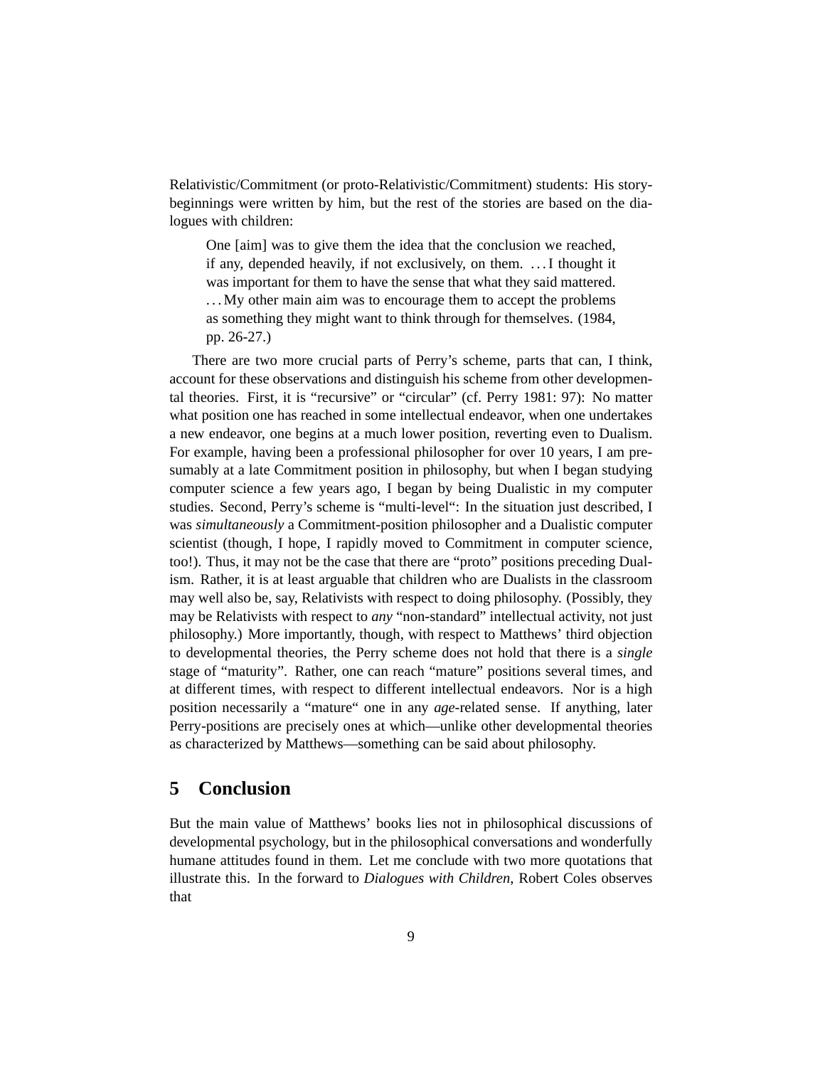Relativistic/Commitment (or proto-Relativistic/Commitment) students: His story-beginnings were written by him, but the rest of the stories are based on the dialogues with children:

> One [aim] was to give them the idea that the conclusion we reached, if any, depended heavily, if not exclusively, on them. ... I thought it was important for them to have the sense that what they said mattered. ... My other main aim was to encourage them to accept the problems as something they might want to think through for themselves. (1984, pp. 26-27.)

There are two more crucial parts of Perry's scheme, parts that can, I think, account for these observations and distinguish his scheme from other developmental theories. First, it is "recursive" or "circular" (cf. Perry 1981: 97): No matter what position one has reached in some intellectual endeavor, when one undertakes a new endeavor, one begins at a much lower position, reverting even to Dualism. For example, having been a professional philosopher for over 10 years, I am presumably at a late Commitment position in philosophy, but when I began studying computer science a few years ago, I began by being Dualistic in my computer studies. Second, Perry's scheme is "multi-level": In the situation just described, I was *simultaneously* a Commitment-position philosopher and a Dualistic computer scientist (though, I hope, I rapidly moved to Commitment in computer science, too!). Thus, it may not be the case that there are "proto" positions preceding Dualism. Rather, it is at least arguable that children who are Dualists in the classroom may well also be, say, Relativists with respect to doing philosophy. (Possibly, they may be Relativists with respect to *any* "non-standard" intellectual activity, not just philosophy.) More importantly, though, with respect to Matthews' third objection to developmental theories, the Perry scheme does not hold that there is a *single* stage of "maturity". Rather, one can reach "mature" positions several times, and at different times, with respect to different intellectual endeavors. Nor is a high position necessarily a "mature" one in any *age*-related sense. If anything, later Perry-positions are precisely ones at which—unlike other developmental theories as characterized by Matthews—something can be said about philosophy.

## 5 Conclusion

But the main value of Matthews' books lies not in philosophical discussions of developmental psychology, but in the philosophical conversations and wonderfully humane attitudes found in them. Let me conclude with two more quotations that illustrate this. In the forward to *Dialogues with Children*, Robert Coles observes that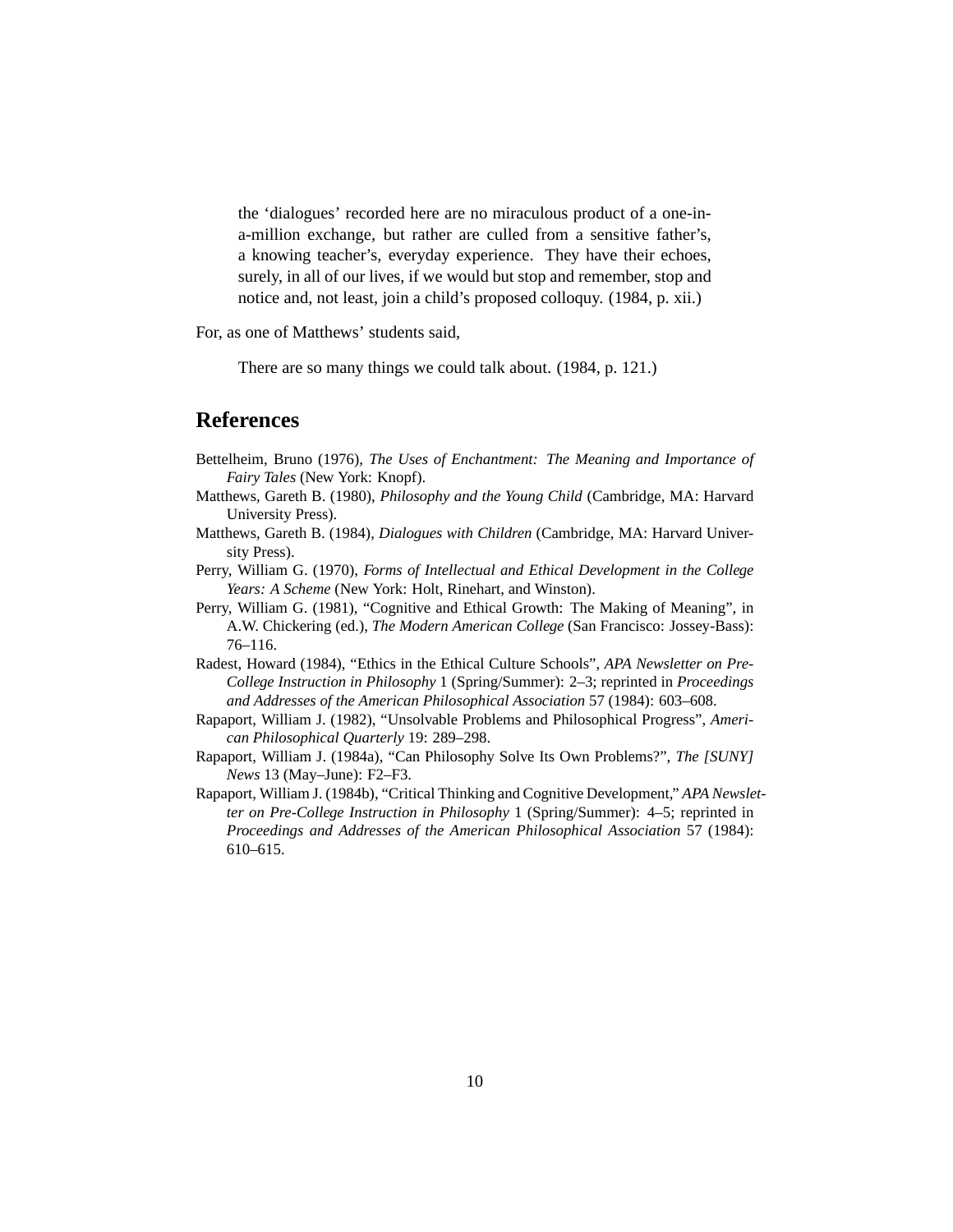> the 'dialogues' recorded here are no miraculous product of a one-in-a-million exchange, but rather are culled from a sensitive father's, a knowing teacher's, everyday experience. They have their echoes, surely, in all of our lives, if we would but stop and remember, stop and notice and, not least, join a child's proposed colloquy. (1984, p. xii.)

For, as one of Matthews' students said,

> There are so many things we could talk about. (1984, p. 121.)

## References

Bettelheim, Bruno (1976), *The Uses of Enchantment: The Meaning and Importance of Fairy Tales* (New York: Knopf).

Matthews, Gareth B. (1980), *Philosophy and the Young Child* (Cambridge, MA: Harvard University Press).

Matthews, Gareth B. (1984), *Dialogues with Children* (Cambridge, MA: Harvard University Press).

Perry, William G. (1970), *Forms of Intellectual and Ethical Development in the College Years: A Scheme* (New York: Holt, Rinehart, and Winston).

Perry, William G. (1981), "Cognitive and Ethical Growth: The Making of Meaning", in A.W. Chickering (ed.), *The Modern American College* (San Francisco: Jossey-Bass): 76–116.

Radest, Howard (1984), "Ethics in the Ethical Culture Schools", *APA Newsletter on Pre-College Instruction in Philosophy* 1 (Spring/Summer): 2–3; reprinted in *Proceedings and Addresses of the American Philosophical Association* 57 (1984): 603–608.

Rapaport, William J. (1982), "Unsolvable Problems and Philosophical Progress", *American Philosophical Quarterly* 19: 289–298.

Rapaport, William J. (1984a), "Can Philosophy Solve Its Own Problems?", *The [SUNY] News* 13 (May–June): F2–F3.

Rapaport, William J. (1984b), "Critical Thinking and Cognitive Development," *APA Newsletter on Pre-College Instruction in Philosophy* 1 (Spring/Summer): 4–5; reprinted in *Proceedings and Addresses of the American Philosophical Association* 57 (1984): 610–615.